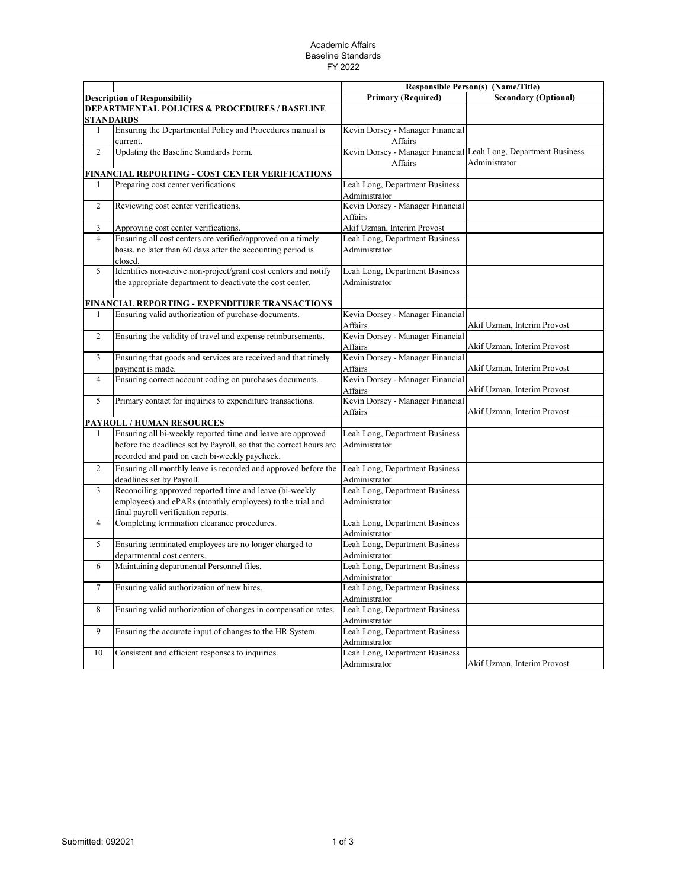Academic Affairs
Baseline Standards
FY 2022

| | | Responsible Person(s) (Name/Title) | |
|---|---|---|---|
| **Description of Responsibility** | | **Primary (Required)** | **Secondary (Optional)** |
| **DEPARTMENTAL POLICIES & PROCEDURES / BASELINE STANDARDS** | | | |
| 1 | Ensuring the Departmental Policy and Procedures manual is current. | Kevin Dorsey - Manager Financial Affairs | |
| 2 | Updating the Baseline Standards Form. | Kevin Dorsey - Manager Financial Affairs | Leah Long, Department Business Administrator |
| **FINANCIAL REPORTING - COST CENTER VERIFICATIONS** | | | |
| 1 | Preparing cost center verifications. | Leah Long, Department Business Administrator | |
| 2 | Reviewing cost center verifications. | Kevin Dorsey - Manager Financial Affairs | |
| 3 | Approving cost center verifications. | Akif Uzman, Interim Provost | |
| 4 | Ensuring all cost centers are verified/approved on a timely basis. no later than 60 days after the accounting period is closed. | Leah Long, Department Business Administrator | |
| 5 | Identifies non-active non-project/grant cost centers and notify the appropriate department to deactivate the cost center. | Leah Long, Department Business Administrator | |
| **FINANCIAL REPORTING - EXPENDITURE TRANSACTIONS** | | | |
| 1 | Ensuring valid authorization of purchase documents. | Kevin Dorsey - Manager Financial Affairs | Akif Uzman, Interim Provost |
| 2 | Ensuring the validity of travel and expense reimbursements. | Kevin Dorsey - Manager Financial Affairs | Akif Uzman, Interim Provost |
| 3 | Ensuring that goods and services are received and that timely payment is made. | Kevin Dorsey - Manager Financial Affairs | Akif Uzman, Interim Provost |
| 4 | Ensuring correct account coding on purchases documents. | Kevin Dorsey - Manager Financial Affairs | Akif Uzman, Interim Provost |
| 5 | Primary contact for inquiries to expenditure transactions. | Kevin Dorsey - Manager Financial Affairs | Akif Uzman, Interim Provost |
| **PAYROLL / HUMAN RESOURCES** | | | |
| 1 | Ensuring all bi-weekly reported time and leave are approved before the deadlines set by Payroll, so that the correct hours are recorded and paid on each bi-weekly paycheck. | Leah Long, Department Business Administrator | |
| 2 | Ensuring all monthly leave is recorded and approved before the deadlines set by Payroll. | Leah Long, Department Business Administrator | |
| 3 | Reconciling approved reported time and leave (bi-weekly employees) and ePARs (monthly employees) to the trial and final payroll verification reports. | Leah Long, Department Business Administrator | |
| 4 | Completing termination clearance procedures. | Leah Long, Department Business Administrator | |
| 5 | Ensuring terminated employees are no longer charged to departmental cost centers. | Leah Long, Department Business Administrator | |
| 6 | Maintaining departmental Personnel files. | Leah Long, Department Business Administrator | |
| 7 | Ensuring valid authorization of new hires. | Leah Long, Department Business Administrator | |
| 8 | Ensuring valid authorization of changes in compensation rates. | Leah Long, Department Business Administrator | |
| 9 | Ensuring the accurate input of changes to the HR System. | Leah Long, Department Business Administrator | |
| 10 | Consistent and efficient responses to inquiries. | Leah Long, Department Business Administrator | Akif Uzman, Interim Provost |

Submitted: 092021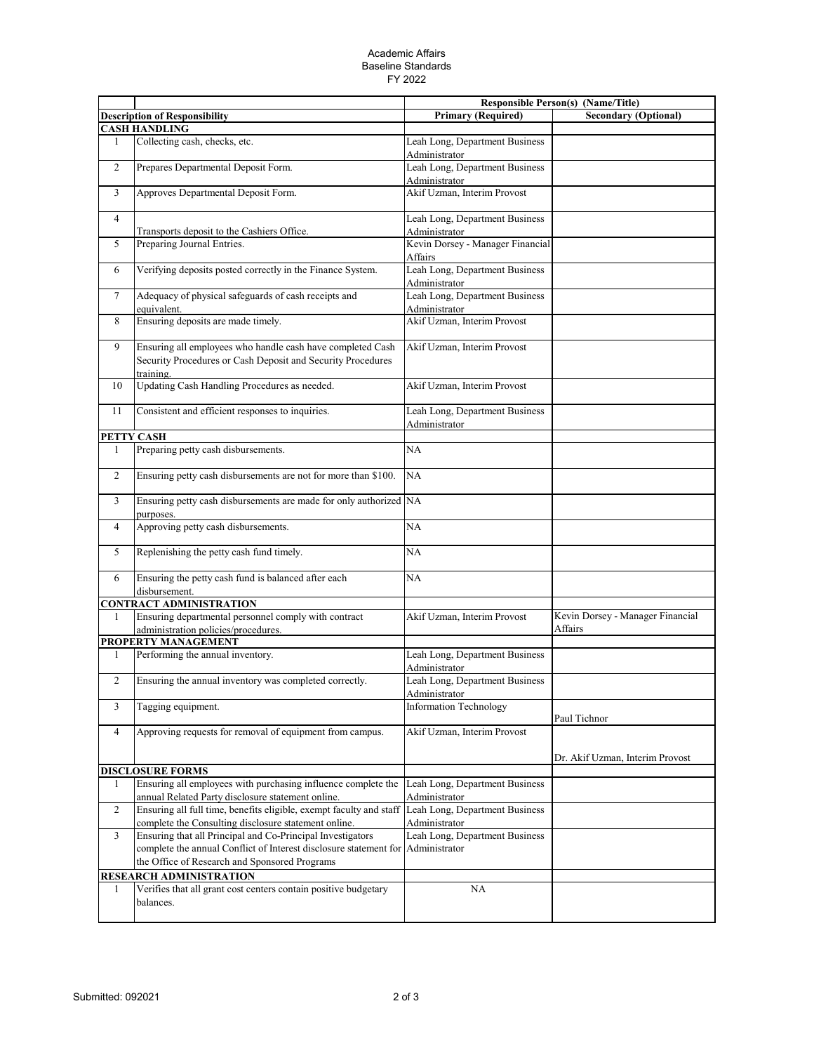Academic Affairs
Baseline Standards
FY 2022

| | | Responsible Person(s) (Name/Title) | |
|---|---|---|---|
| **Description of Responsibility** | | **Primary (Required)** | **Secondary (Optional)** |
| **CASH HANDLING** | | | |
| 1 | Collecting cash, checks, etc. | Leah Long, Department Business Administrator | |
| 2 | Prepares Departmental Deposit Form. | Leah Long, Department Business Administrator | |
| 3 | Approves Departmental Deposit Form. | Akif Uzman, Interim Provost | |
| 4 | Transports deposit to the Cashiers Office. | Leah Long, Department Business Administrator | |
| 5 | Preparing Journal Entries. | Kevin Dorsey - Manager Financial Affairs | |
| 6 | Verifying deposits posted correctly in the Finance System. | Leah Long, Department Business Administrator | |
| 7 | Adequacy of physical safeguards of cash receipts and equivalent. | Leah Long, Department Business Administrator | |
| 8 | Ensuring deposits are made timely. | Akif Uzman, Interim Provost | |
| 9 | Ensuring all employees who handle cash have completed Cash Security Procedures or Cash Deposit and Security Procedures training. | Akif Uzman, Interim Provost | |
| 10 | Updating Cash Handling Procedures as needed. | Akif Uzman, Interim Provost | |
| 11 | Consistent and efficient responses to inquiries. | Leah Long, Department Business Administrator | |
| **PETTY CASH** | | | |
| 1 | Preparing petty cash disbursements. | NA | |
| 2 | Ensuring petty cash disbursements are not for more than $100. | NA | |
| 3 | Ensuring petty cash disbursements are made for only authorized purposes. | NA | |
| 4 | Approving petty cash disbursements. | NA | |
| 5 | Replenishing the petty cash fund timely. | NA | |
| 6 | Ensuring the petty cash fund is balanced after each disbursement. | NA | |
| **CONTRACT ADMINISTRATION** | | | |
| 1 | Ensuring departmental personnel comply with contract administration policies/procedures. | Akif Uzman, Interim Provost | Kevin Dorsey - Manager Financial Affairs |
| **PROPERTY MANAGEMENT** | | | |
| 1 | Performing the annual inventory. | Leah Long, Department Business Administrator | |
| 2 | Ensuring the annual inventory was completed correctly. | Leah Long, Department Business Administrator | |
| 3 | Tagging equipment. | Information Technology | Paul Tichnor |
| 4 | Approving requests for removal of equipment from campus. | Akif Uzman, Interim Provost | Dr. Akif Uzman, Interim Provost |
| **DISCLOSURE FORMS** | | | |
| 1 | Ensuring all employees with purchasing influence complete the annual Related Party disclosure statement online. | Leah Long, Department Business Administrator | |
| 2 | Ensuring all full time, benefits eligible, exempt faculty and staff complete the Consulting disclosure statement online. | Leah Long, Department Business Administrator | |
| 3 | Ensuring that all Principal and Co-Principal Investigators complete the annual Conflict of Interest disclosure statement for the Office of Research and Sponsored Programs | Leah Long, Department Business Administrator | |
| **RESEARCH ADMINISTRATION** | | | |
| 1 | Verifies that all grant cost centers contain positive budgetary balances. | NA | |

Submitted: 092021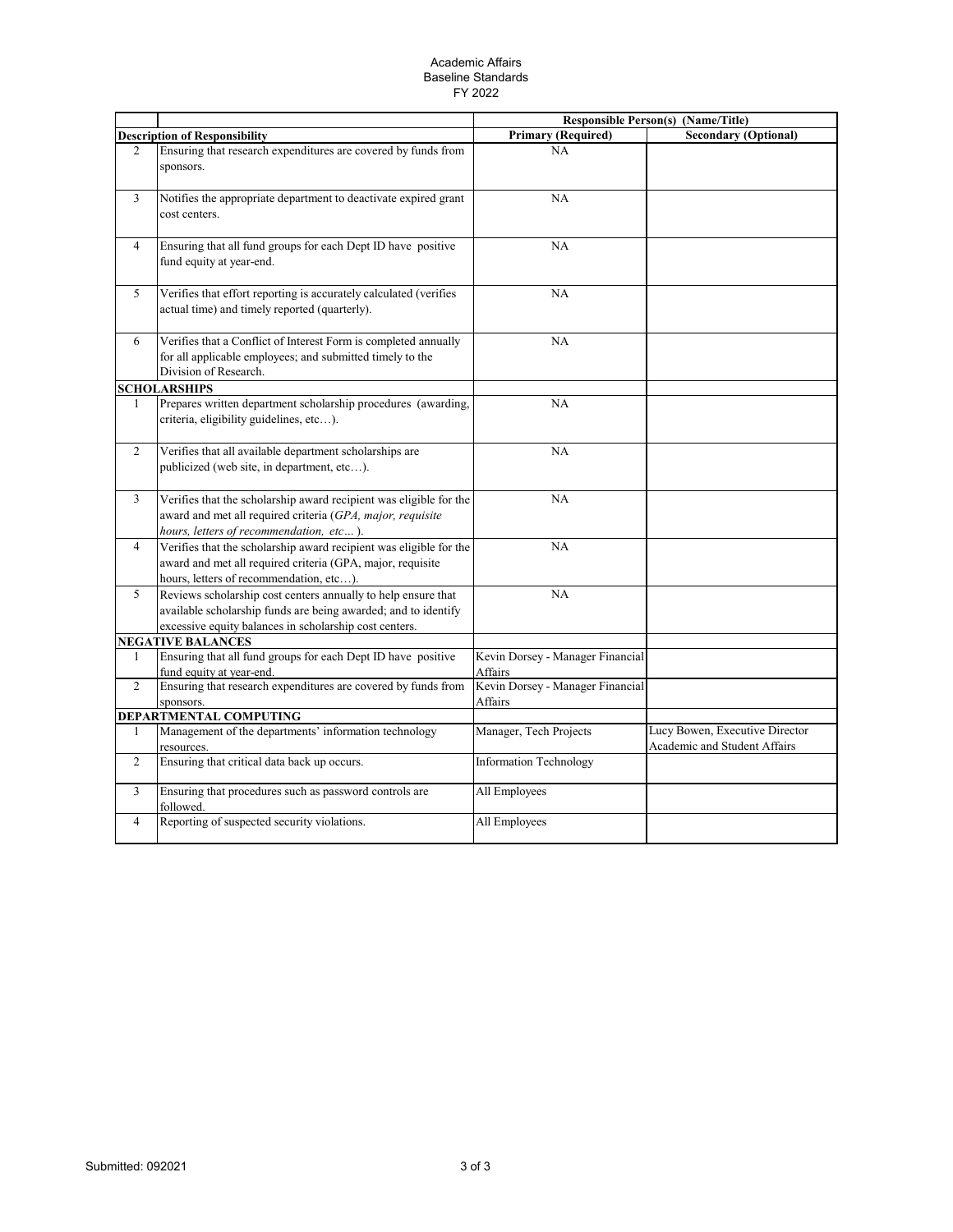Academic Affairs
Baseline Standards
FY 2022

| | | Responsible Person(s) (Name/Title) | |
|---|---|---|---|
| **Description of Responsibility** | | **Primary (Required)** | **Secondary (Optional)** |
| 2 | Ensuring that research expenditures are covered by funds from sponsors. | NA | |
| 3 | Notifies the appropriate department to deactivate expired grant cost centers. | NA | |
| 4 | Ensuring that all fund groups for each Dept ID have positive fund equity at year-end. | NA | |
| 5 | Verifies that effort reporting is accurately calculated (verifies actual time) and timely reported (quarterly). | NA | |
| 6 | Verifies that a Conflict of Interest Form is completed annually for all applicable employees; and submitted timely to the Division of Research. | NA | |
| **SCHOLARSHIPS** | | | |
| 1 | Prepares written department scholarship procedures (awarding, criteria, eligibility guidelines, etc…). | NA | |
| 2 | Verifies that all available department scholarships are publicized (web site, in department, etc…). | NA | |
| 3 | Verifies that the scholarship award recipient was eligible for the award and met all required criteria (*GPA, major, requisite hours, letters of recommendation, etc…* ). | NA | |
| 4 | Verifies that the scholarship award recipient was eligible for the award and met all required criteria (GPA, major, requisite hours, letters of recommendation, etc…). | NA | |
| 5 | Reviews scholarship cost centers annually to help ensure that available scholarship funds are being awarded; and to identify excessive equity balances in scholarship cost centers. | NA | |
| **NEGATIVE BALANCES** | | | |
| 1 | Ensuring that all fund groups for each Dept ID have positive fund equity at year-end. | Kevin Dorsey - Manager Financial Affairs | |
| 2 | Ensuring that research expenditures are covered by funds from sponsors. | Kevin Dorsey - Manager Financial Affairs | |
| **DEPARTMENTAL COMPUTING** | | | |
| 1 | Management of the departments' information technology resources. | Manager, Tech Projects | Lucy Bowen, Executive Director Academic and Student Affairs |
| 2 | Ensuring that critical data back up occurs. | Information Technology | |
| 3 | Ensuring that procedures such as password controls are followed. | All Employees | |
| 4 | Reporting of suspected security violations. | All Employees | |

Submitted: 092021